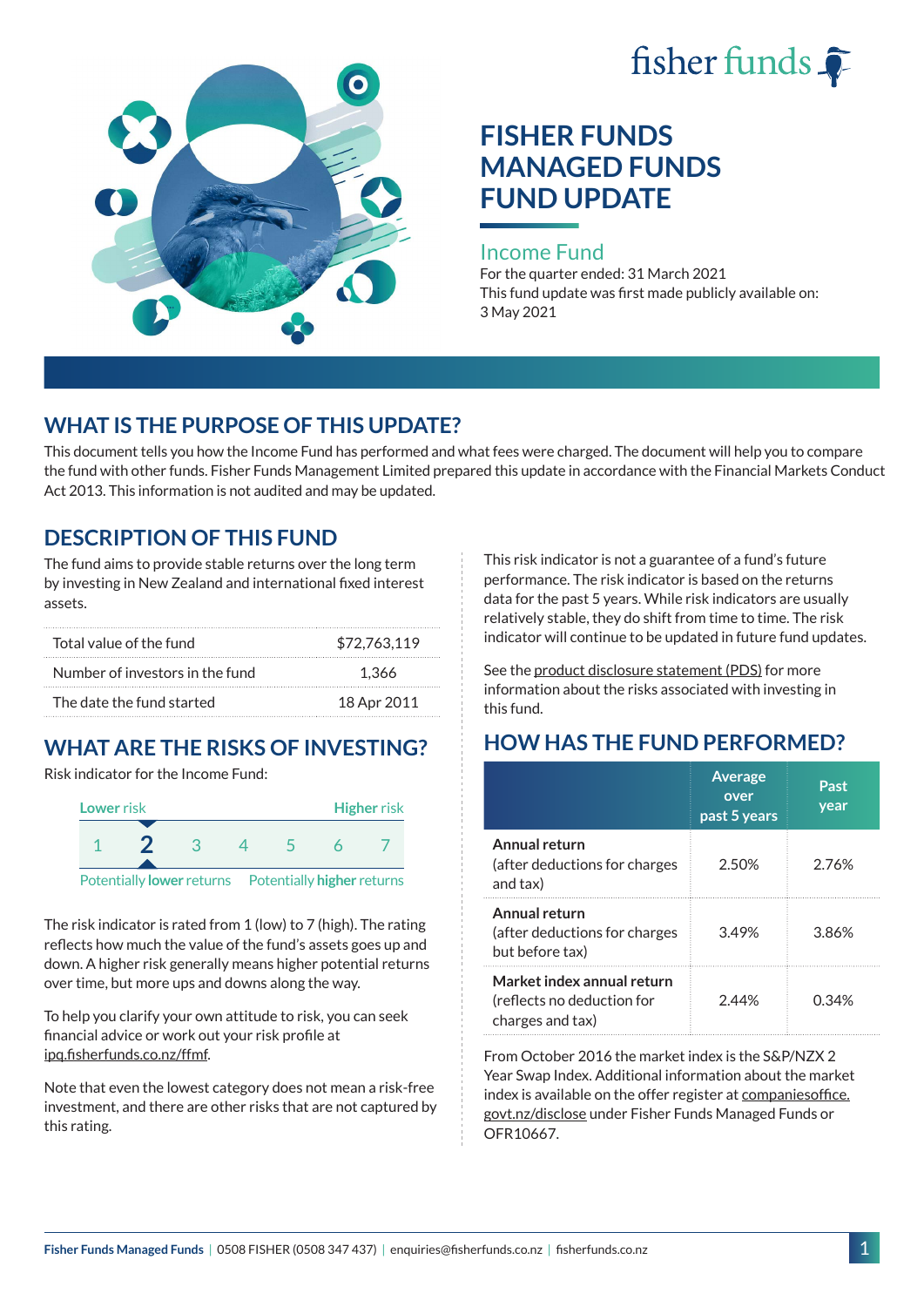# FISHER FUNDS MANAGED FUNDS FUND UPDATE

## Income Fund

For the quarter ended: 31 March 2021

This fund update was first made publicly available on: 3 May 2021

## WHAT IS THE PURPOSE OF THIS UPDATE?

This document tells you how the Income Fund has performed and what fees were charged. The document will help you to compare the fund with other funds. Fisher Funds Management Limited prepared this update in accordance with the Financial Markets Conduct Act 2013. This information is not audited and may be updated.

## DESCRIPTION OF THIS FUND

The fund aims to provide stable returns over the long term by investing in New Zealand and international fixed interest assets.

| | |
|---|---|
| Total value of the fund | $72,763,119 |
| Number of investors in the fund | 1,366 |
| The date the fund started | 18 Apr 2011 |

## WHAT ARE THE RISKS OF INVESTING?

Risk indicator for the Income Fund:

Lower risk — Higher risk

1 **2** 3 4 5 6 7

Potentially **lower** returns — Potentially **higher** returns

The risk indicator is rated from 1 (low) to 7 (high). The rating reflects how much the value of the fund's assets goes up and down. A higher risk generally means higher potential returns over time, but more ups and downs along the way.

To help you clarify your own attitude to risk, you can seek financial advice or work out your risk profile at ipq.fisherfunds.co.nz/ffmf.

Note that even the lowest category does not mean a risk-free investment, and there are other risks that are not captured by this rating.

This risk indicator is not a guarantee of a fund's future performance. The risk indicator is based on the returns data for the past 5 years. While risk indicators are usually relatively stable, they do shift from time to time. The risk indicator will continue to be updated in future fund updates.

See the product disclosure statement (PDS) for more information about the risks associated with investing in this fund.

## HOW HAS THE FUND PERFORMED?

| | Average over past 5 years | Past year |
|---|---|---|
| **Annual return** (after deductions for charges and tax) | 2.50% | 2.76% |
| **Annual return** (after deductions for charges but before tax) | 3.49% | 3.86% |
| **Market index annual return** (reflects no deduction for charges and tax) | 2.44% | 0.34% |

From October 2016 the market index is the S&P/NZX 2 Year Swap Index. Additional information about the market index is available on the offer register at companiesoffice.govt.nz/disclose under Fisher Funds Managed Funds or OFR10667.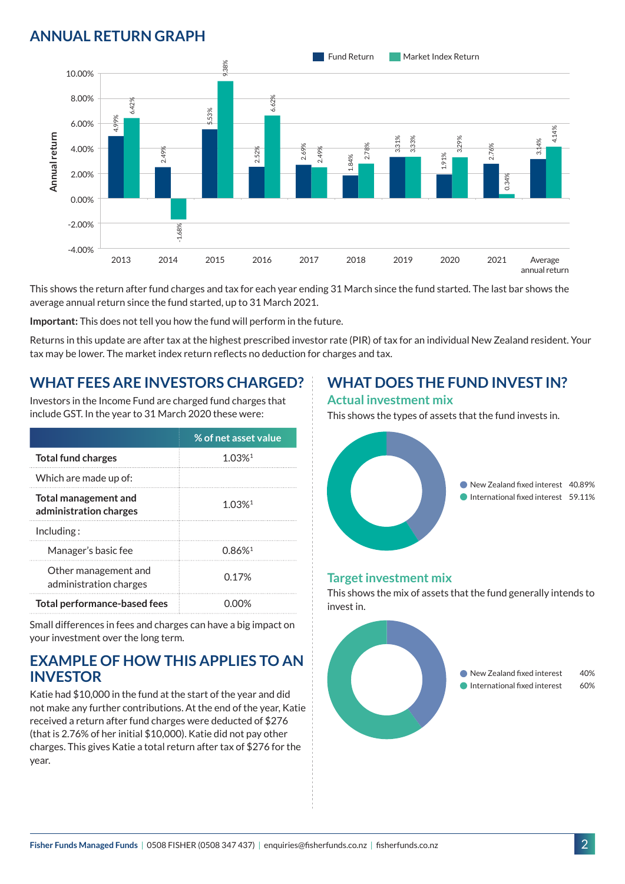## ANNUAL RETURN GRAPH

| Year | Fund Return | Market Index Return |
|---|---|---|
| 2013 | 4.99% | 6.42% |
| 2014 | 2.49% | -1.68% |
| 2015 | 5.53% | 9.38% |
| 2016 | 2.52% | 6.62% |
| 2017 | 2.69% | 2.49% |
| 2018 | 1.84% | 2.78% |
| 2019 | 3.31% | 3.33% |
| 2020 | 1.91% | 3.29% |
| 2021 | 2.76% | 0.34% |
| Average annual return | 3.14% | 4.14% |

This shows the return after fund charges and tax for each year ending 31 March since the fund started. The last bar shows the average annual return since the fund started, up to 31 March 2021.

**Important:** This does not tell you how the fund will perform in the future.

Returns in this update are after tax at the highest prescribed investor rate (PIR) of tax for an individual New Zealand resident. Your tax may be lower. The market index return reflects no deduction for charges and tax.

## WHAT FEES ARE INVESTORS CHARGED?

Investors in the Income Fund are charged fund charges that include GST. In the year to 31 March 2020 these were:

| | % of net asset value |
|---|---|
| **Total fund charges** | 1.03%[1] |
| Which are made up of: | |
| **Total management and administration charges** | 1.03%[1] |
| Including : | |
| Manager's basic fee | 0.86%[1] |
| Other management and administration charges | 0.17% |
| **Total performance-based fees** | 0.00% |

Small differences in fees and charges can have a big impact on your investment over the long term.

## EXAMPLE OF HOW THIS APPLIES TO AN INVESTOR

Katie had $10,000 in the fund at the start of the year and did not make any further contributions. At the end of the year, Katie received a return after fund charges were deducted of $276 (that is 2.76% of her initial $10,000). Katie did not pay other charges. This gives Katie a total return after tax of $276 for the year.

## WHAT DOES THE FUND INVEST IN?

### Actual investment mix

This shows the types of assets that the fund invests in.

| Asset | % |
|---|---|
| New Zealand fixed interest | 40.89% |
| International fixed interest | 59.11% |

### Target investment mix

This shows the mix of assets that the fund generally intends to invest in.

| Asset | % |
|---|---|
| New Zealand fixed interest | 40% |
| International fixed interest | 60% |

**Fisher Funds Managed Funds** | 0508 FISHER (0508 347 437) | enquiries@fisherfunds.co.nz | fisherfunds.co.nz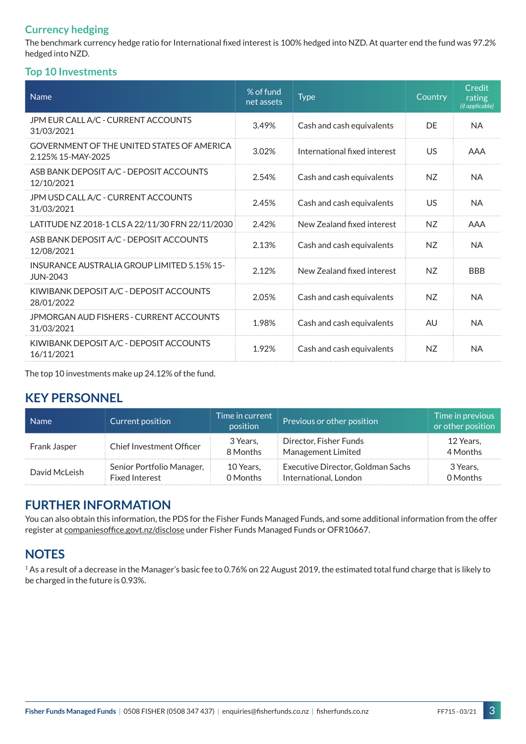## Currency hedging

The benchmark currency hedge ratio for International fixed interest is 100% hedged into NZD. At quarter end the fund was 97.2% hedged into NZD.

## Top 10 Investments

| Name | % of fund net assets | Type | Country | Credit rating *(if applicable)* |
|---|---|---|---|---|
| JPM EUR CALL A/C - CURRENT ACCOUNTS 31/03/2021 | 3.49% | Cash and cash equivalents | DE | NA |
| GOVERNMENT OF THE UNITED STATES OF AMERICA 2.125% 15-MAY-2025 | 3.02% | International fixed interest | US | AAA |
| ASB BANK DEPOSIT A/C - DEPOSIT ACCOUNTS 12/10/2021 | 2.54% | Cash and cash equivalents | NZ | NA |
| JPM USD CALL A/C - CURRENT ACCOUNTS 31/03/2021 | 2.45% | Cash and cash equivalents | US | NA |
| LATITUDE NZ 2018-1 CLS A 22/11/30 FRN 22/11/2030 | 2.42% | New Zealand fixed interest | NZ | AAA |
| ASB BANK DEPOSIT A/C - DEPOSIT ACCOUNTS 12/08/2021 | 2.13% | Cash and cash equivalents | NZ | NA |
| INSURANCE AUSTRALIA GROUP LIMITED 5.15% 15-JUN-2043 | 2.12% | New Zealand fixed interest | NZ | BBB |
| KIWIBANK DEPOSIT A/C - DEPOSIT ACCOUNTS 28/01/2022 | 2.05% | Cash and cash equivalents | NZ | NA |
| JPMORGAN AUD FISHERS - CURRENT ACCOUNTS 31/03/2021 | 1.98% | Cash and cash equivalents | AU | NA |
| KIWIBANK DEPOSIT A/C - DEPOSIT ACCOUNTS 16/11/2021 | 1.92% | Cash and cash equivalents | NZ | NA |

The top 10 investments make up 24.12% of the fund.

# KEY PERSONNEL

| Name | Current position | Time in current position | Previous or other position | Time in previous or other position |
|---|---|---|---|---|
| Frank Jasper | Chief Investment Officer | 3 Years, 8 Months | Director, Fisher Funds Management Limited | 12 Years, 4 Months |
| David McLeish | Senior Portfolio Manager, Fixed Interest | 10 Years, 0 Months | Executive Director, Goldman Sachs International, London | 3 Years, 0 Months |

# FURTHER INFORMATION

You can also obtain this information, the PDS for the Fisher Funds Managed Funds, and some additional information from the offer register at companiesoffice.govt.nz/disclose under Fisher Funds Managed Funds or OFR10667.

# NOTES

[1] As a result of a decrease in the Manager's basic fee to 0.76% on 22 August 2019, the estimated total fund charge that is likely to be charged in the future is 0.93%.